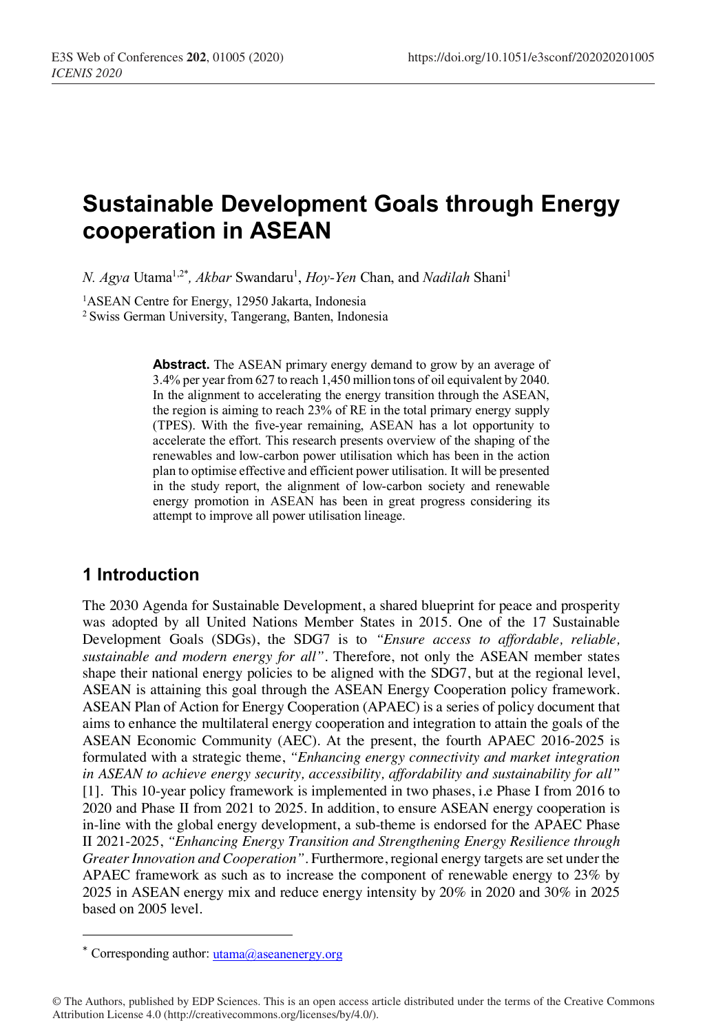# Sustainable Development Goals through Energy cooperation in ASEAN

*N. Agya* Utama[1,2*], *Akbar* Swandaru[1], *Hoy-Yen* Chan, and *Nadilah* Shani[1]

[1]ASEAN Centre for Energy, 12950 Jakarta, Indonesia
[2] Swiss German University, Tangerang, Banten, Indonesia

**Abstract.** The ASEAN primary energy demand to grow by an average of 3.4% per year from 627 to reach 1,450 million tons of oil equivalent by 2040. In the alignment to accelerating the energy transition through the ASEAN, the region is aiming to reach 23% of RE in the total primary energy supply (TPES). With the five-year remaining, ASEAN has a lot opportunity to accelerate the effort. This research presents overview of the shaping of the renewables and low-carbon power utilisation which has been in the action plan to optimise effective and efficient power utilisation. It will be presented in the study report, the alignment of low-carbon society and renewable energy promotion in ASEAN has been in great progress considering its attempt to improve all power utilisation lineage.

## 1 Introduction

The 2030 Agenda for Sustainable Development, a shared blueprint for peace and prosperity was adopted by all United Nations Member States in 2015. One of the 17 Sustainable Development Goals (SDGs), the SDG7 is to *"Ensure access to affordable, reliable, sustainable and modern energy for all"*. Therefore, not only the ASEAN member states shape their national energy policies to be aligned with the SDG7, but at the regional level, ASEAN is attaining this goal through the ASEAN Energy Cooperation policy framework. ASEAN Plan of Action for Energy Cooperation (APAEC) is a series of policy document that aims to enhance the multilateral energy cooperation and integration to attain the goals of the ASEAN Economic Community (AEC). At the present, the fourth APAEC 2016-2025 is formulated with a strategic theme, *"Enhancing energy connectivity and market integration in ASEAN to achieve energy security, accessibility, affordability and sustainability for all"* [1]. This 10-year policy framework is implemented in two phases, i.e Phase I from 2016 to 2020 and Phase II from 2021 to 2025. In addition, to ensure ASEAN energy cooperation is in-line with the global energy development, a sub-theme is endorsed for the APAEC Phase II 2021-2025, *"Enhancing Energy Transition and Strengthening Energy Resilience through Greater Innovation and Cooperation"*. Furthermore, regional energy targets are set under the APAEC framework as such as to increase the component of renewable energy to 23% by 2025 in ASEAN energy mix and reduce energy intensity by 20% in 2020 and 30% in 2025 based on 2005 level.

* Corresponding author: utama@aseanenergy.org

© The Authors, published by EDP Sciences. This is an open access article distributed under the terms of the Creative Commons Attribution License 4.0 (http://creativecommons.org/licenses/by/4.0/).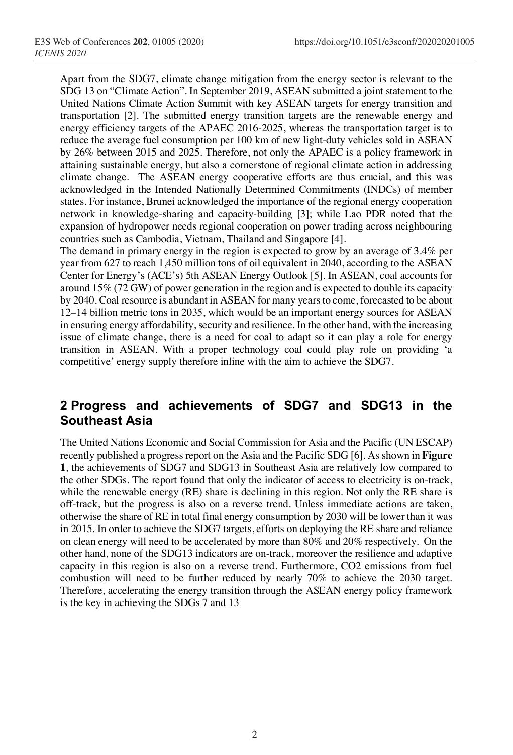Apart from the SDG7, climate change mitigation from the energy sector is relevant to the SDG 13 on "Climate Action". In September 2019, ASEAN submitted a joint statement to the United Nations Climate Action Summit with key ASEAN targets for energy transition and transportation [2]. The submitted energy transition targets are the renewable energy and energy efficiency targets of the APAEC 2016-2025, whereas the transportation target is to reduce the average fuel consumption per 100 km of new light-duty vehicles sold in ASEAN by 26% between 2015 and 2025. Therefore, not only the APAEC is a policy framework in attaining sustainable energy, but also a cornerstone of regional climate action in addressing climate change. The ASEAN energy cooperative efforts are thus crucial, and this was acknowledged in the Intended Nationally Determined Commitments (INDCs) of member states. For instance, Brunei acknowledged the importance of the regional energy cooperation network in knowledge-sharing and capacity-building [3]; while Lao PDR noted that the expansion of hydropower needs regional cooperation on power trading across neighbouring countries such as Cambodia, Vietnam, Thailand and Singapore [4].

The demand in primary energy in the region is expected to grow by an average of 3.4% per year from 627 to reach 1,450 million tons of oil equivalent in 2040, according to the ASEAN Center for Energy's (ACE's) 5th ASEAN Energy Outlook [5]. In ASEAN, coal accounts for around 15% (72 GW) of power generation in the region and is expected to double its capacity by 2040. Coal resource is abundant in ASEAN for many years to come, forecasted to be about 12–14 billion metric tons in 2035, which would be an important energy sources for ASEAN in ensuring energy affordability, security and resilience. In the other hand, with the increasing issue of climate change, there is a need for coal to adapt so it can play a role for energy transition in ASEAN. With a proper technology coal could play role on providing 'a competitive' energy supply therefore inline with the aim to achieve the SDG7.

## 2 Progress and achievements of SDG7 and SDG13 in the Southeast Asia

The United Nations Economic and Social Commission for Asia and the Pacific (UN ESCAP) recently published a progress report on the Asia and the Pacific SDG [6]. As shown in **Figure 1**, the achievements of SDG7 and SDG13 in Southeast Asia are relatively low compared to the other SDGs. The report found that only the indicator of access to electricity is on-track, while the renewable energy (RE) share is declining in this region. Not only the RE share is off-track, but the progress is also on a reverse trend. Unless immediate actions are taken, otherwise the share of RE in total final energy consumption by 2030 will be lower than it was in 2015. In order to achieve the SDG7 targets, efforts on deploying the RE share and reliance on clean energy will need to be accelerated by more than 80% and 20% respectively. On the other hand, none of the SDG13 indicators are on-track, moreover the resilience and adaptive capacity in this region is also on a reverse trend. Furthermore, $CO_2$ emissions from fuel combustion will need to be further reduced by nearly 70% to achieve the 2030 target. Therefore, accelerating the energy transition through the ASEAN energy policy framework is the key in achieving the SDGs 7 and 13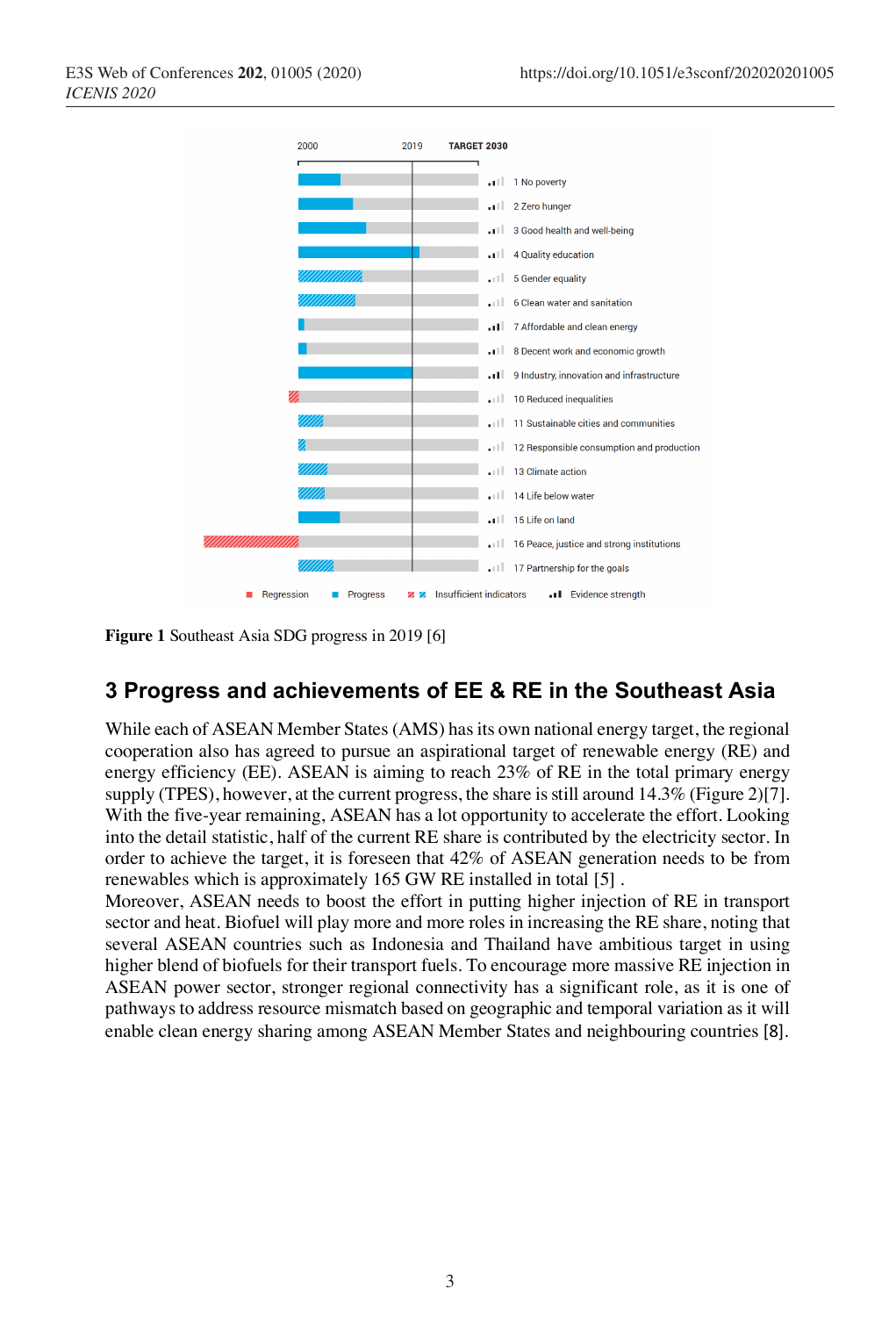Figure 1 Southeast Asia SDG progress in 2019 [6]

## 3 Progress and achievements of EE & RE in the Southeast Asia

While each of ASEAN Member States (AMS) has its own national energy target, the regional cooperation also has agreed to pursue an aspirational target of renewable energy (RE) and energy efficiency (EE). ASEAN is aiming to reach 23% of RE in the total primary energy supply (TPES), however, at the current progress, the share is still around 14.3% (Figure 2)[7]. With the five-year remaining, ASEAN has a lot opportunity to accelerate the effort. Looking into the detail statistic, half of the current RE share is contributed by the electricity sector. In order to achieve the target, it is foreseen that 42% of ASEAN generation needs to be from renewables which is approximately 165 GW RE installed in total [5] .

Moreover, ASEAN needs to boost the effort in putting higher injection of RE in transport sector and heat. Biofuel will play more and more roles in increasing the RE share, noting that several ASEAN countries such as Indonesia and Thailand have ambitious target in using higher blend of biofuels for their transport fuels. To encourage more massive RE injection in ASEAN power sector, stronger regional connectivity has a significant role, as it is one of pathways to address resource mismatch based on geographic and temporal variation as it will enable clean energy sharing among ASEAN Member States and neighbouring countries [8].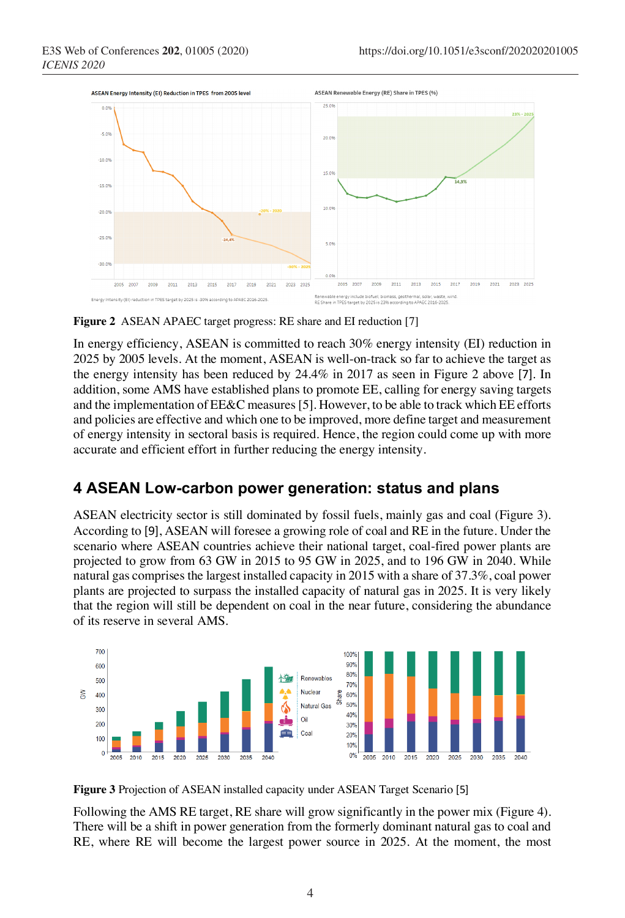**Figure 2** ASEAN APAEC target progress: RE share and EI reduction [7]

In energy efficiency, ASEAN is committed to reach 30% energy intensity (EI) reduction in 2025 by 2005 levels. At the moment, ASEAN is well-on-track so far to achieve the target as the energy intensity has been reduced by 24.4% in 2017 as seen in Figure 2 above [7]. In addition, some AMS have established plans to promote EE, calling for energy saving targets and the implementation of EE&C measures [5]. However, to be able to track which EE efforts and policies are effective and which one to be improved, more define target and measurement of energy intensity in sectoral basis is required. Hence, the region could come up with more accurate and efficient effort in further reducing the energy intensity.

## 4 ASEAN Low-carbon power generation: status and plans

ASEAN electricity sector is still dominated by fossil fuels, mainly gas and coal (Figure 3). According to [9], ASEAN will foresee a growing role of coal and RE in the future. Under the scenario where ASEAN countries achieve their national target, coal-fired power plants are projected to grow from 63 GW in 2015 to 95 GW in 2025, and to 196 GW in 2040. While natural gas comprises the largest installed capacity in 2015 with a share of 37.3%, coal power plants are projected to surpass the installed capacity of natural gas in 2025. It is very likely that the region will still be dependent on coal in the near future, considering the abundance of its reserve in several AMS.

**Figure 3** Projection of ASEAN installed capacity under ASEAN Target Scenario [5]

Following the AMS RE target, RE share will grow significantly in the power mix (Figure 4). There will be a shift in power generation from the formerly dominant natural gas to coal and RE, where RE will become the largest power source in 2025. At the moment, the most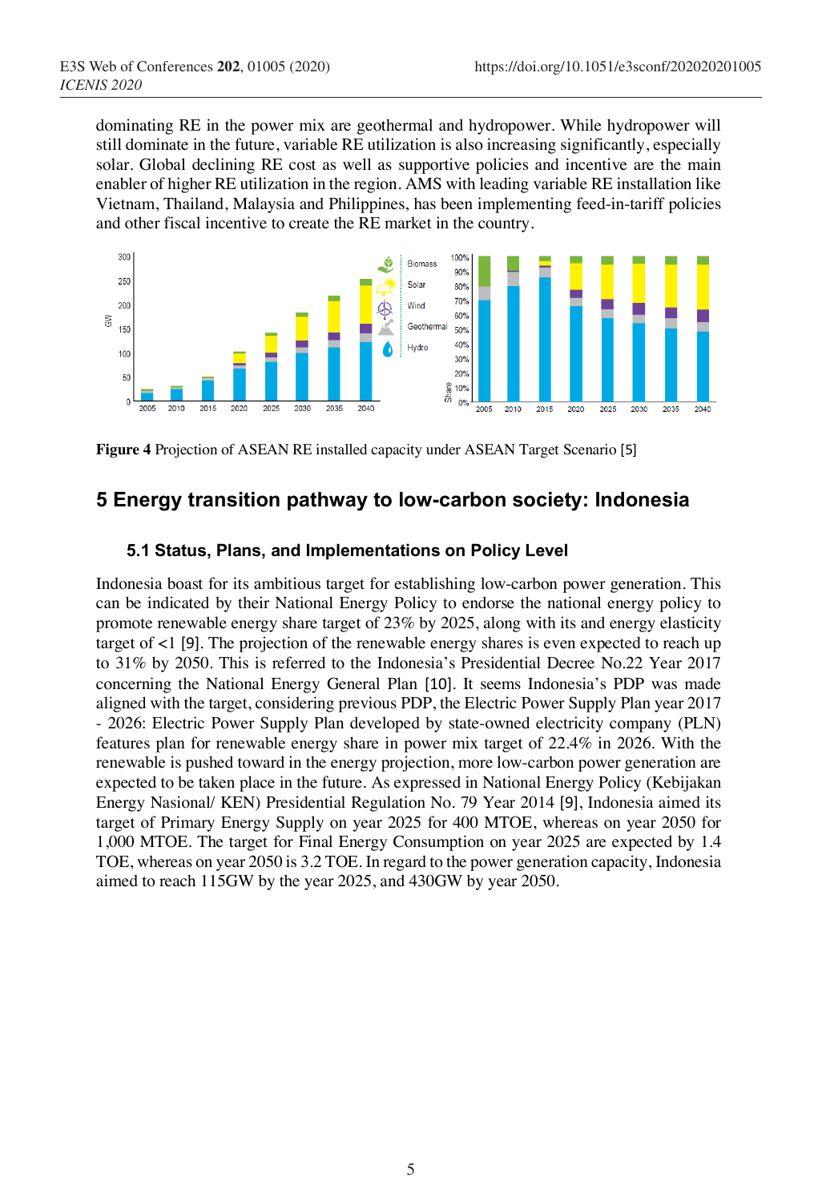dominating RE in the power mix are geothermal and hydropower. While hydropower will still dominate in the future, variable RE utilization is also increasing significantly, especially solar. Global declining RE cost as well as supportive policies and incentive are the main enabler of higher RE utilization in the region. AMS with leading variable RE installation like Vietnam, Thailand, Malaysia and Philippines, has been implementing feed-in-tariff policies and other fiscal incentive to create the RE market in the country.

**Figure 4** Projection of ASEAN RE installed capacity under ASEAN Target Scenario [5]

# 5 Energy transition pathway to low-carbon society: Indonesia

## 5.1 Status, Plans, and Implementations on Policy Level

Indonesia boast for its ambitious target for establishing low-carbon power generation. This can be indicated by their National Energy Policy to endorse the national energy policy to promote renewable energy share target of 23% by 2025, along with its and energy elasticity target of <1 [9]. The projection of the renewable energy shares is even expected to reach up to 31% by 2050. This is referred to the Indonesia's Presidential Decree No.22 Year 2017 concerning the National Energy General Plan [10]. It seems Indonesia's PDP was made aligned with the target, considering previous PDP, the Electric Power Supply Plan year 2017 - 2026: Electric Power Supply Plan developed by state-owned electricity company (PLN) features plan for renewable energy share in power mix target of 22.4% in 2026. With the renewable is pushed toward in the energy projection, more low-carbon power generation are expected to be taken place in the future. As expressed in National Energy Policy (Kebijakan Energy Nasional/ KEN) Presidential Regulation No. 79 Year 2014 [9], Indonesia aimed its target of Primary Energy Supply on year 2025 for 400 MTOE, whereas on year 2050 for 1,000 MTOE. The target for Final Energy Consumption on year 2025 are expected by 1.4 TOE, whereas on year 2050 is 3.2 TOE. In regard to the power generation capacity, Indonesia aimed to reach 115GW by the year 2025, and 430GW by year 2050.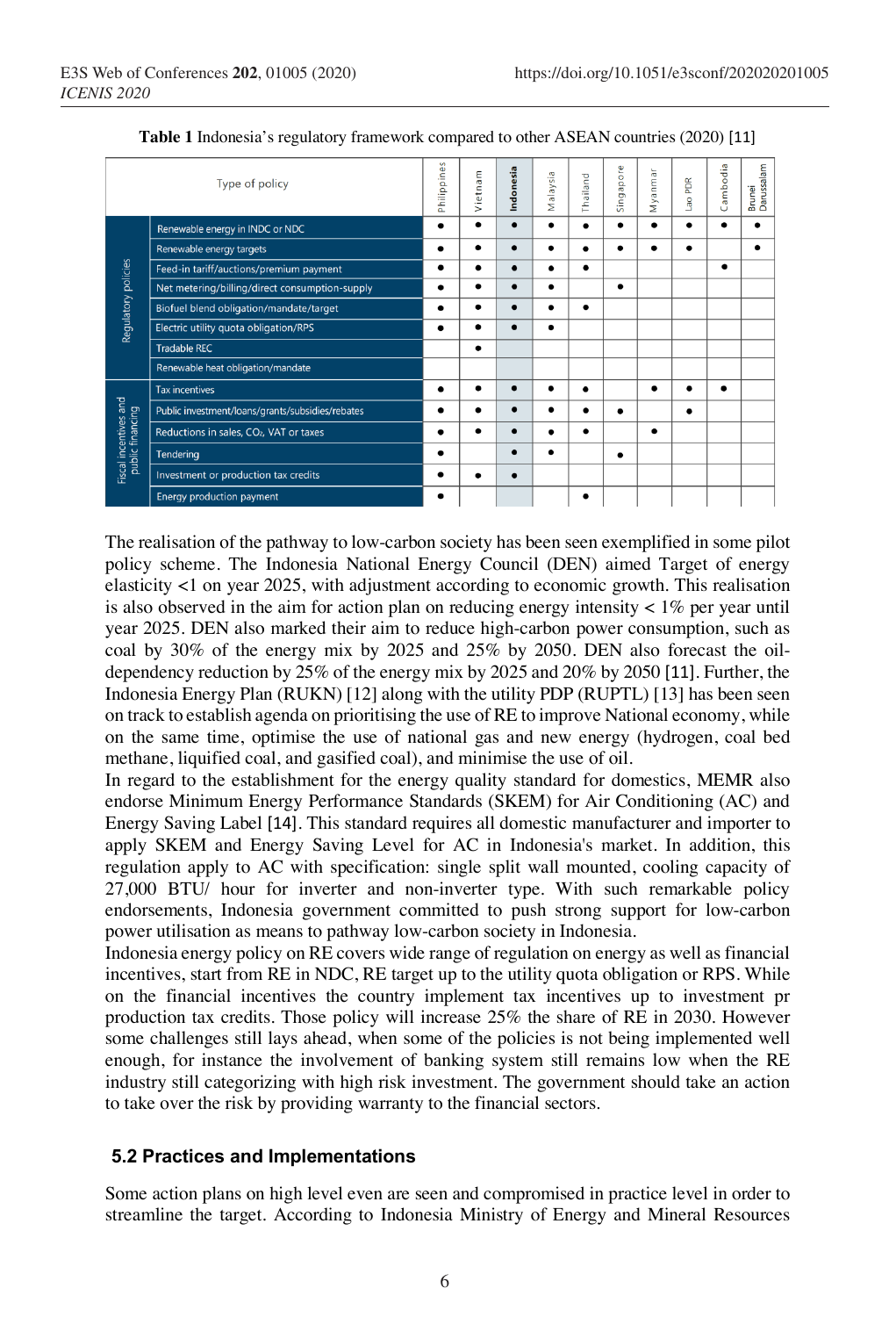**Table 1** Indonesia's regulatory framework compared to other ASEAN countries (2020) [11]

| | Type of policy | Philippines | Vietnam | Indonesia | Malaysia | Thailand | Singapore | Myanmar | Lao PDR | Cambodia | Brunei Darussalam |
|---|---|---|---|---|---|---|---|---|---|---|---|
| Regulatory policies | Renewable energy in INDC or NDC | • | • | • | • | • | • | • | • | • | • |
| | Renewable energy targets | • | • | • | • | • | • | • | • | | • |
| | Feed-in tariff/auctions/premium payment | • | • | • | • | • | | | | • | |
| | Net metering/billing/direct consumption-supply | • | • | • | • | | • | | | | |
| | Biofuel blend obligation/mandate/target | • | • | • | • | • | | | | | |
| | Electric utility quota obligation/RPS | • | • | • | • | | | | | | |
| | Tradable REC | | • | | | | | | | | |
| | Renewable heat obligation/mandate | | | | | | | | | | |
| Fiscal incentives and public financing | Tax incentives | • | • | • | • | • | | • | • | • | |
| | Public investment/loans/grants/subsidies/rebates | • | • | • | • | • | • | | • | | |
| | Reductions in sales, $CO_2$, VAT or taxes | • | • | • | • | • | | • | | | |
| | Tendering | • | | • | • | | • | | | | |
| | Investment or production tax credits | • | • | • | | | | | | | |
| | Energy production payment | • | | | | • | | | | | |

The realisation of the pathway to low-carbon society has been seen exemplified in some pilot policy scheme. The Indonesia National Energy Council (DEN) aimed Target of energy elasticity <1 on year 2025, with adjustment according to economic growth. This realisation is also observed in the aim for action plan on reducing energy intensity < 1% per year until year 2025. DEN also marked their aim to reduce high-carbon power consumption, such as coal by 30% of the energy mix by 2025 and 25% by 2050. DEN also forecast the oil-dependency reduction by 25% of the energy mix by 2025 and 20% by 2050 [11]. Further, the Indonesia Energy Plan (RUKN) [12] along with the utility PDP (RUPTL) [13] has been seen on track to establish agenda on prioritising the use of RE to improve National economy, while on the same time, optimise the use of national gas and new energy (hydrogen, coal bed methane, liquified coal, and gasified coal), and minimise the use of oil.

In regard to the establishment for the energy quality standard for domestics, MEMR also endorse Minimum Energy Performance Standards (SKEM) for Air Conditioning (AC) and Energy Saving Label [14]. This standard requires all domestic manufacturer and importer to apply SKEM and Energy Saving Level for AC in Indonesia's market. In addition, this regulation apply to AC with specification: single split wall mounted, cooling capacity of 27,000 BTU/ hour for inverter and non-inverter type. With such remarkable policy endorsements, Indonesia government committed to push strong support for low-carbon power utilisation as means to pathway low-carbon society in Indonesia.

Indonesia energy policy on RE covers wide range of regulation on energy as well as financial incentives, start from RE in NDC, RE target up to the utility quota obligation or RPS. While on the financial incentives the country implement tax incentives up to investment pr production tax credits. Those policy will increase 25% the share of RE in 2030. However some challenges still lays ahead, when some of the policies is not being implemented well enough, for instance the involvement of banking system still remains low when the RE industry still categorizing with high risk investment. The government should take an action to take over the risk by providing warranty to the financial sectors.

## 5.2 Practices and Implementations

Some action plans on high level even are seen and compromised in practice level in order to streamline the target. According to Indonesia Ministry of Energy and Mineral Resources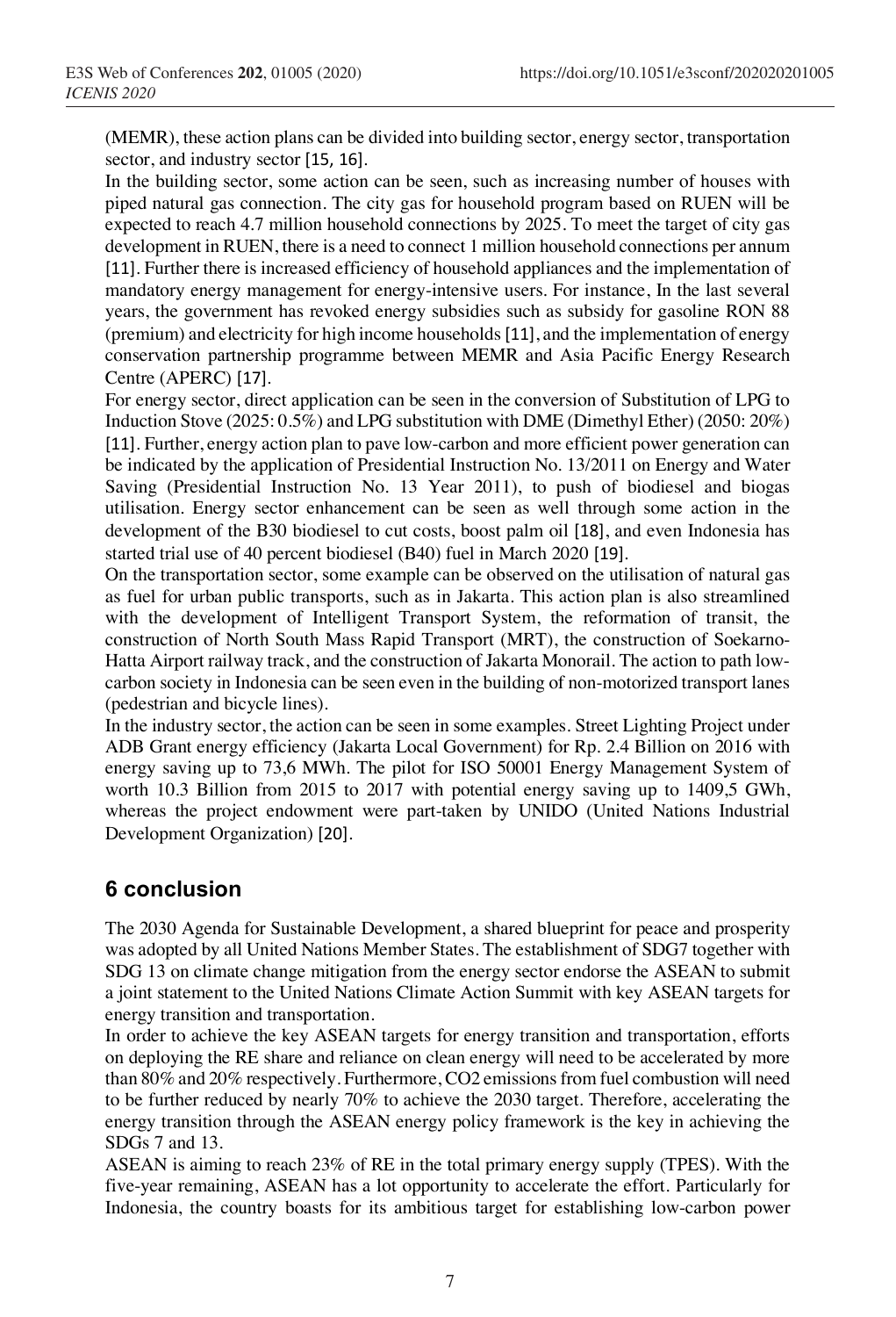(MEMR), these action plans can be divided into building sector, energy sector, transportation sector, and industry sector [15, 16].

In the building sector, some action can be seen, such as increasing number of houses with piped natural gas connection. The city gas for household program based on RUEN will be expected to reach 4.7 million household connections by 2025. To meet the target of city gas development in RUEN, there is a need to connect 1 million household connections per annum [11]. Further there is increased efficiency of household appliances and the implementation of mandatory energy management for energy-intensive users. For instance, In the last several years, the government has revoked energy subsidies such as subsidy for gasoline RON 88 (premium) and electricity for high income households [11], and the implementation of energy conservation partnership programme between MEMR and Asia Pacific Energy Research Centre (APERC) [17].

For energy sector, direct application can be seen in the conversion of Substitution of LPG to Induction Stove (2025: 0.5%) and LPG substitution with DME (Dimethyl Ether) (2050: 20%) [11]. Further, energy action plan to pave low-carbon and more efficient power generation can be indicated by the application of Presidential Instruction No. 13/2011 on Energy and Water Saving (Presidential Instruction No. 13 Year 2011), to push of biodiesel and biogas utilisation. Energy sector enhancement can be seen as well through some action in the development of the B30 biodiesel to cut costs, boost palm oil [18], and even Indonesia has started trial use of 40 percent biodiesel (B40) fuel in March 2020 [19].

On the transportation sector, some example can be observed on the utilisation of natural gas as fuel for urban public transports, such as in Jakarta. This action plan is also streamlined with the development of Intelligent Transport System, the reformation of transit, the construction of North South Mass Rapid Transport (MRT), the construction of Soekarno-Hatta Airport railway track, and the construction of Jakarta Monorail. The action to path low-carbon society in Indonesia can be seen even in the building of non-motorized transport lanes (pedestrian and bicycle lines).

In the industry sector, the action can be seen in some examples. Street Lighting Project under ADB Grant energy efficiency (Jakarta Local Government) for Rp. 2.4 Billion on 2016 with energy saving up to 73,6 MWh. The pilot for ISO 50001 Energy Management System of worth 10.3 Billion from 2015 to 2017 with potential energy saving up to 1409,5 GWh, whereas the project endowment were part-taken by UNIDO (United Nations Industrial Development Organization) [20].

## 6 conclusion

The 2030 Agenda for Sustainable Development, a shared blueprint for peace and prosperity was adopted by all United Nations Member States. The establishment of SDG7 together with SDG 13 on climate change mitigation from the energy sector endorse the ASEAN to submit a joint statement to the United Nations Climate Action Summit with key ASEAN targets for energy transition and transportation.

In order to achieve the key ASEAN targets for energy transition and transportation, efforts on deploying the RE share and reliance on clean energy will need to be accelerated by more than 80% and 20% respectively. Furthermore, $CO_2$ emissions from fuel combustion will need to be further reduced by nearly 70% to achieve the 2030 target. Therefore, accelerating the energy transition through the ASEAN energy policy framework is the key in achieving the SDGs 7 and 13.

ASEAN is aiming to reach 23% of RE in the total primary energy supply (TPES). With the five-year remaining, ASEAN has a lot opportunity to accelerate the effort. Particularly for Indonesia, the country boasts for its ambitious target for establishing low-carbon power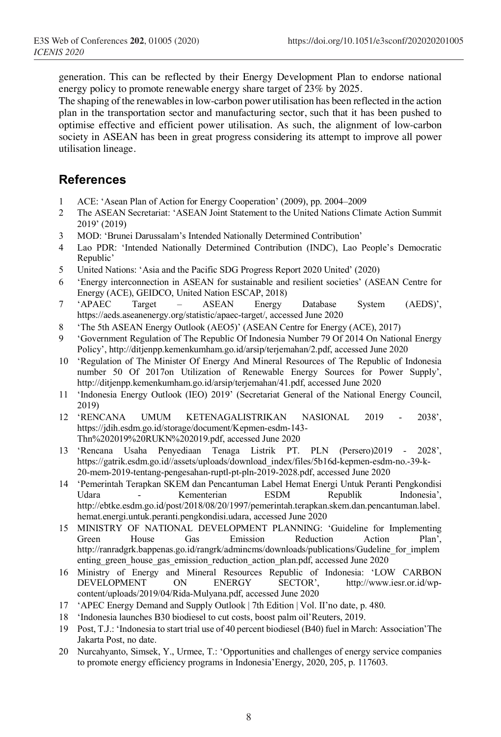generation. This can be reflected by their Energy Development Plan to endorse national energy policy to promote renewable energy share target of 23% by 2025.

The shaping of the renewables in low-carbon power utilisation has been reflected in the action plan in the transportation sector and manufacturing sector, such that it has been pushed to optimise effective and efficient power utilisation. As such, the alignment of low-carbon society in ASEAN has been in great progress considering its attempt to improve all power utilisation lineage.

## References

1. ACE: 'Asean Plan of Action for Energy Cooperation' (2009), pp. 2004–2009
2. The ASEAN Secretariat: 'ASEAN Joint Statement to the United Nations Climate Action Summit 2019' (2019)
3. MOD: 'Brunei Darussalam's Intended Nationally Determined Contribution'
4. Lao PDR: 'Intended Nationally Determined Contribution (INDC), Lao People's Democratic Republic'
5. United Nations: 'Asia and the Pacific SDG Progress Report 2020 United' (2020)
6. 'Energy interconnection in ASEAN for sustainable and resilient societies' (ASEAN Centre for Energy (ACE), GEIDCO, United Nation ESCAP, 2018)
7. 'APAEC Target – ASEAN Energy Database System (AEDS)', https://aeds.aseanenergy.org/statistic/apaec-target/, accessed June 2020
8. 'The 5th ASEAN Energy Outlook (AEO5)' (ASEAN Centre for Energy (ACE), 2017)
9. 'Government Regulation of The Republic Of Indonesia Number 79 Of 2014 On National Energy Policy', http://ditjenpp.kemenkumham.go.id/arsip/terjemahan/2.pdf, accessed June 2020
10. 'Regulation of The Minister Of Energy And Mineral Resources of The Republic of Indonesia number 50 Of 2017on Utilization of Renewable Energy Sources for Power Supply', http://ditjenpp.kemenkumham.go.id/arsip/terjemahan/41.pdf, accessed June 2020
11. 'Indonesia Energy Outlook (IEO) 2019' (Secretariat General of the National Energy Council, 2019)
12. 'RENCANA UMUM KETENAGALISTRIKAN NASIONAL 2019 - 2038', https://jdih.esdm.go.id/storage/document/Kepmen-esdm-143-Thn%202019%20RUKN%202019.pdf, accessed June 2020
13. 'Rencana Usaha Penyediaan Tenaga Listrik PT. PLN (Persero)2019 - 2028', https://gatrik.esdm.go.id//assets/uploads/download_index/files/5b16d-kepmen-esdm-no.-39-k-20-mem-2019-tentang-pengesahan-ruptl-pt-pln-2019-2028.pdf, accessed June 2020
14. 'Pemerintah Terapkan SKEM dan Pencantuman Label Hemat Energi Untuk Peranti Pengkondisi Udara - Kementerian ESDM Republik Indonesia', http://ebtke.esdm.go.id/post/2018/08/20/1997/pemerintah.terapkan.skem.dan.pencantuman.label.hemat.energi.untuk.peranti.pengkondisi.udara, accessed June 2020
15. MINISTRY OF NATIONAL DEVELOPMENT PLANNING: 'Guideline for Implementing Green House Gas Emission Reduction Action Plan', http://ranradgrk.bappenas.go.id/rangrk/admincms/downloads/publications/Gudeline_for_implementing_green_house_gas_emission_reduction_action_plan.pdf, accessed June 2020
16. Ministry of Energy and Mineral Resources Republic of Indonesia: 'LOW CARBON DEVELOPMENT ON ENERGY SECTOR', http://www.iesr.or.id/wp-content/uploads/2019/04/Rida-Mulyana.pdf, accessed June 2020
17. 'APEC Energy Demand and Supply Outlook | 7th Edition | Vol. II'no date, p. 480.
18. 'Indonesia launches B30 biodiesel to cut costs, boost palm oil'Reuters, 2019.
19. Post, T.J.: 'Indonesia to start trial use of 40 percent biodiesel (B40) fuel in March: Association'The Jakarta Post, no date.
20. Nurcahyanto, Simsek, Y., Urmee, T.: 'Opportunities and challenges of energy service companies to promote energy efficiency programs in Indonesia'Energy, 2020, 205, p. 117603.